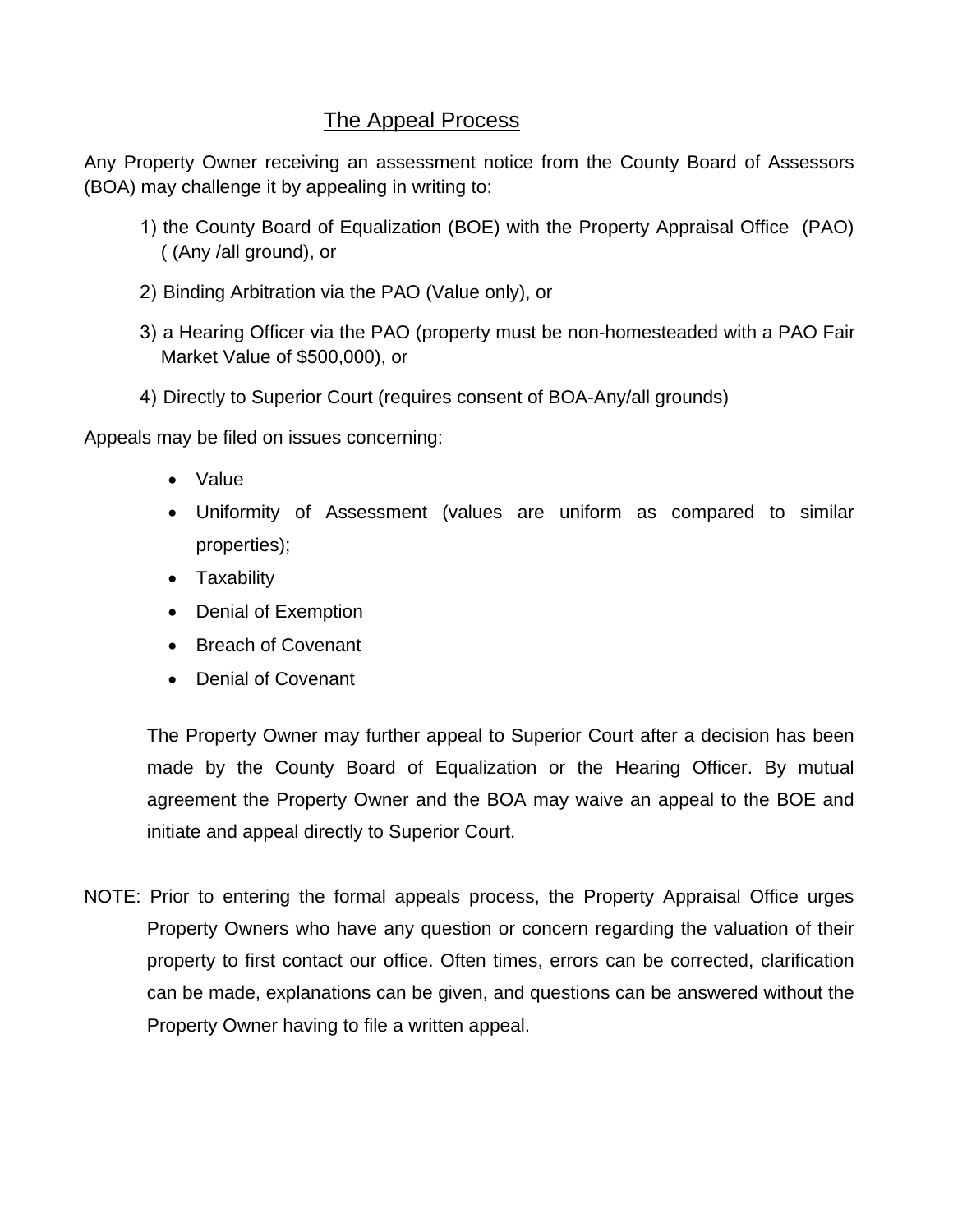# The Appeal Process

Any Property Owner receiving an assessment notice from the County Board of Assessors (BOA) may challenge it by appealing in writing to:

1) the County Board of Equalization (BOE) with the Property Appraisal Office (PAO) ( (Any /all ground), or
2) Binding Arbitration via the PAO (Value only), or
3) a Hearing Officer via the PAO (property must be non-homesteaded with a PAO Fair Market Value of $500,000), or
4) Directly to Superior Court (requires consent of BOA-Any/all grounds)

Appeals may be filed on issues concerning:

- Value
- Uniformity of Assessment (values are uniform as compared to similar properties);
- Taxability
- Denial of Exemption
- Breach of Covenant
- Denial of Covenant

The Property Owner may further appeal to Superior Court after a decision has been made by the County Board of Equalization or the Hearing Officer. By mutual agreement the Property Owner and the BOA may waive an appeal to the BOE and initiate and appeal directly to Superior Court.

NOTE: Prior to entering the formal appeals process, the Property Appraisal Office urges Property Owners who have any question or concern regarding the valuation of their property to first contact our office. Often times, errors can be corrected, clarification can be made, explanations can be given, and questions can be answered without the Property Owner having to file a written appeal.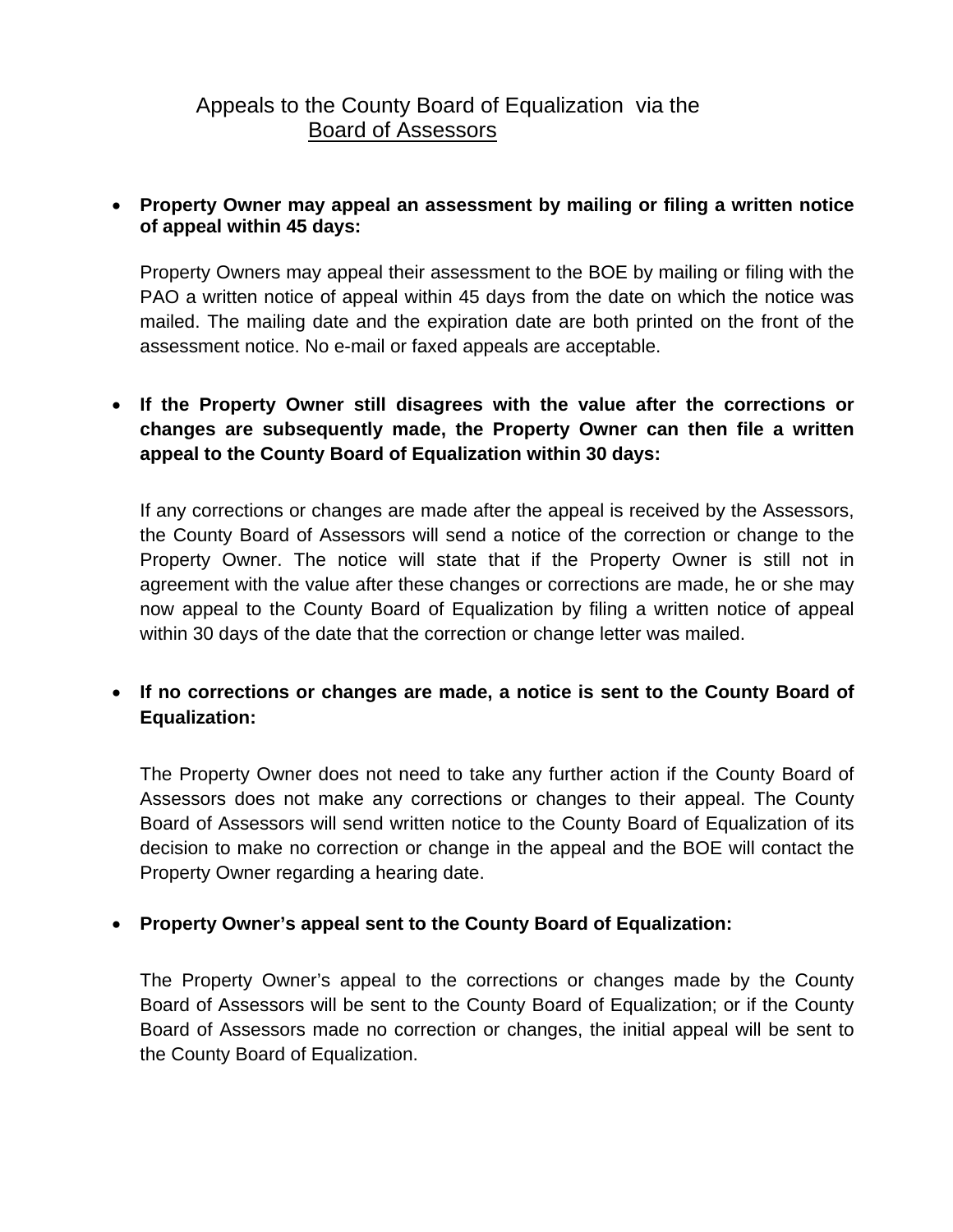# Appeals to the County Board of Equalization via the Board of Assessors

- **Property Owner may appeal an assessment by mailing or filing a written notice of appeal within 45 days:**

  Property Owners may appeal their assessment to the BOE by mailing or filing with the PAO a written notice of appeal within 45 days from the date on which the notice was mailed. The mailing date and the expiration date are both printed on the front of the assessment notice. No e-mail or faxed appeals are acceptable.

- **If the Property Owner still disagrees with the value after the corrections or changes are subsequently made, the Property Owner can then file a written appeal to the County Board of Equalization within 30 days:**

  If any corrections or changes are made after the appeal is received by the Assessors, the County Board of Assessors will send a notice of the correction or change to the Property Owner. The notice will state that if the Property Owner is still not in agreement with the value after these changes or corrections are made, he or she may now appeal to the County Board of Equalization by filing a written notice of appeal within 30 days of the date that the correction or change letter was mailed.

- **If no corrections or changes are made, a notice is sent to the County Board of Equalization:**

  The Property Owner does not need to take any further action if the County Board of Assessors does not make any corrections or changes to their appeal. The County Board of Assessors will send written notice to the County Board of Equalization of its decision to make no correction or change in the appeal and the BOE will contact the Property Owner regarding a hearing date.

- **Property Owner's appeal sent to the County Board of Equalization:**

  The Property Owner's appeal to the corrections or changes made by the County Board of Assessors will be sent to the County Board of Equalization; or if the County Board of Assessors made no correction or changes, the initial appeal will be sent to the County Board of Equalization.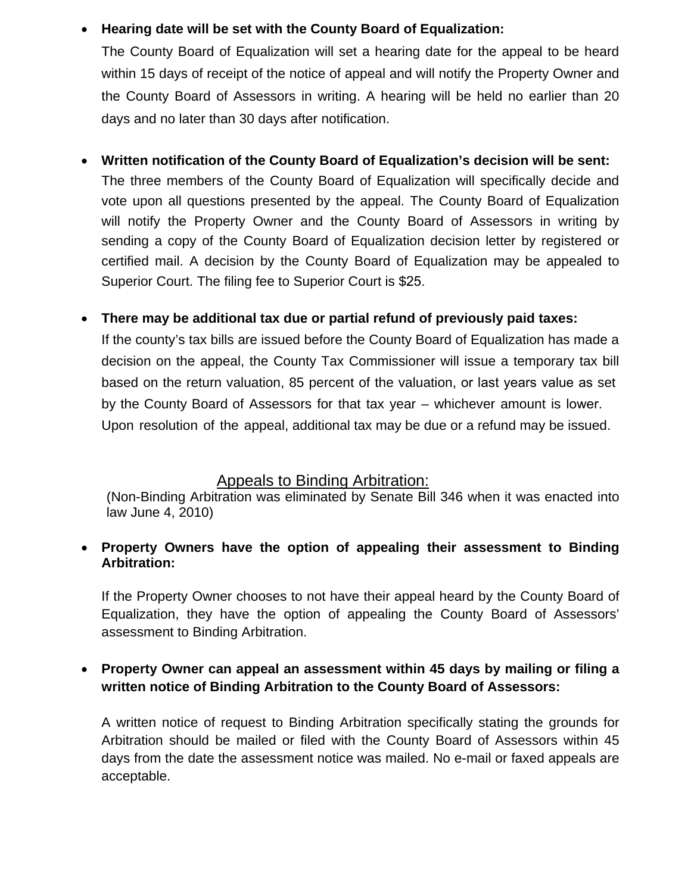- **Hearing date will be set with the County Board of Equalization:**

  The County Board of Equalization will set a hearing date for the appeal to be heard within 15 days of receipt of the notice of appeal and will notify the Property Owner and the County Board of Assessors in writing. A hearing will be held no earlier than 20 days and no later than 30 days after notification.

- **Written notification of the County Board of Equalization's decision will be sent:**

  The three members of the County Board of Equalization will specifically decide and vote upon all questions presented by the appeal. The County Board of Equalization will notify the Property Owner and the County Board of Assessors in writing by sending a copy of the County Board of Equalization decision letter by registered or certified mail. A decision by the County Board of Equalization may be appealed to Superior Court. The filing fee to Superior Court is $25.

- **There may be additional tax due or partial refund of previously paid taxes:**

  If the county's tax bills are issued before the County Board of Equalization has made a decision on the appeal, the County Tax Commissioner will issue a temporary tax bill based on the return valuation, 85 percent of the valuation, or last years value as set by the County Board of Assessors for that tax year – whichever amount is lower. Upon resolution of the appeal, additional tax may be due or a refund may be issued.

## Appeals to Binding Arbitration:

(Non-Binding Arbitration was eliminated by Senate Bill 346 when it was enacted into law June 4, 2010)

- **Property Owners have the option of appealing their assessment to Binding Arbitration:**

  If the Property Owner chooses to not have their appeal heard by the County Board of Equalization, they have the option of appealing the County Board of Assessors' assessment to Binding Arbitration.

- **Property Owner can appeal an assessment within 45 days by mailing or filing a written notice of Binding Arbitration to the County Board of Assessors:**

  A written notice of request to Binding Arbitration specifically stating the grounds for Arbitration should be mailed or filed with the County Board of Assessors within 45 days from the date the assessment notice was mailed. No e-mail or faxed appeals are acceptable.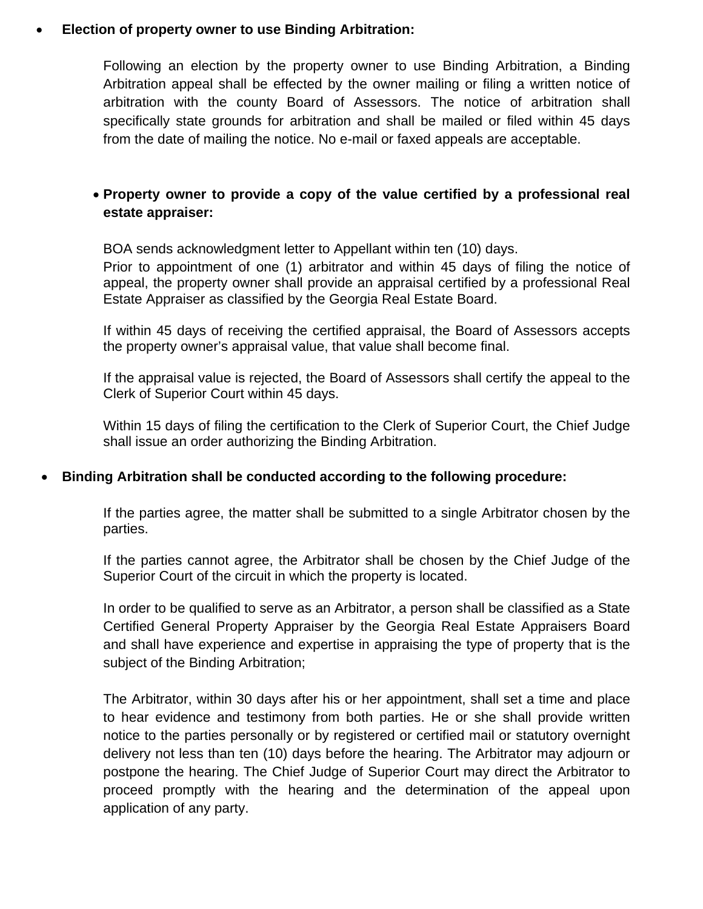- **Election of property owner to use Binding Arbitration:**

  Following an election by the property owner to use Binding Arbitration, a Binding Arbitration appeal shall be effected by the owner mailing or filing a written notice of arbitration with the county Board of Assessors. The notice of arbitration shall specifically state grounds for arbitration and shall be mailed or filed within 45 days from the date of mailing the notice. No e-mail or faxed appeals are acceptable.

  - **Property owner to provide a copy of the value certified by a professional real estate appraiser:**

  BOA sends acknowledgment letter to Appellant within ten (10) days.

  Prior to appointment of one (1) arbitrator and within 45 days of filing the notice of appeal, the property owner shall provide an appraisal certified by a professional Real Estate Appraiser as classified by the Georgia Real Estate Board.

  If within 45 days of receiving the certified appraisal, the Board of Assessors accepts the property owner's appraisal value, that value shall become final.

  If the appraisal value is rejected, the Board of Assessors shall certify the appeal to the Clerk of Superior Court within 45 days.

  Within 15 days of filing the certification to the Clerk of Superior Court, the Chief Judge shall issue an order authorizing the Binding Arbitration.

- **Binding Arbitration shall be conducted according to the following procedure:**

  If the parties agree, the matter shall be submitted to a single Arbitrator chosen by the parties.

  If the parties cannot agree, the Arbitrator shall be chosen by the Chief Judge of the Superior Court of the circuit in which the property is located.

  In order to be qualified to serve as an Arbitrator, a person shall be classified as a State Certified General Property Appraiser by the Georgia Real Estate Appraisers Board and shall have experience and expertise in appraising the type of property that is the subject of the Binding Arbitration;

  The Arbitrator, within 30 days after his or her appointment, shall set a time and place to hear evidence and testimony from both parties. He or she shall provide written notice to the parties personally or by registered or certified mail or statutory overnight delivery not less than ten (10) days before the hearing. The Arbitrator may adjourn or postpone the hearing. The Chief Judge of Superior Court may direct the Arbitrator to proceed promptly with the hearing and the determination of the appeal upon application of any party.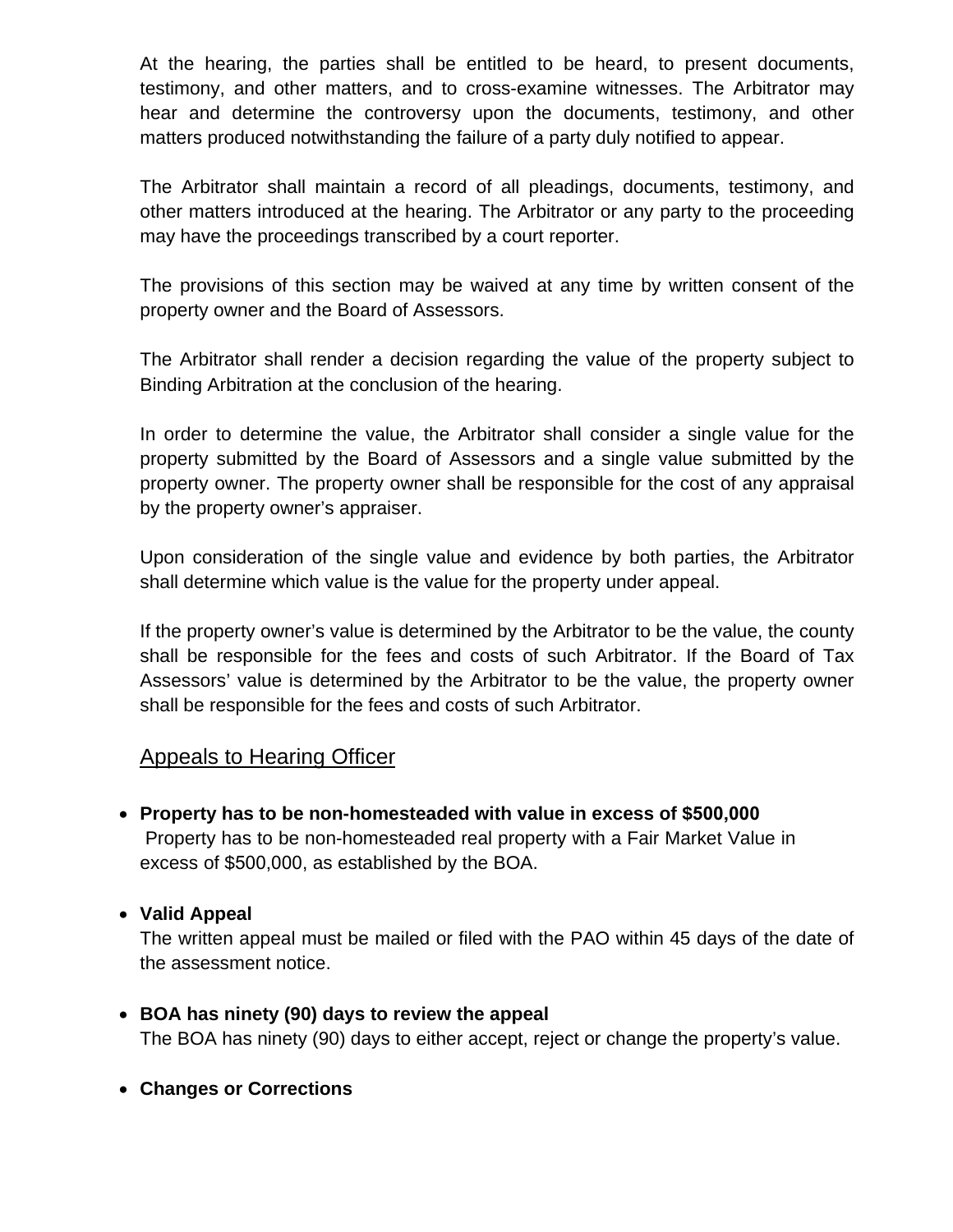At the hearing, the parties shall be entitled to be heard, to present documents, testimony, and other matters, and to cross-examine witnesses. The Arbitrator may hear and determine the controversy upon the documents, testimony, and other matters produced notwithstanding the failure of a party duly notified to appear.

The Arbitrator shall maintain a record of all pleadings, documents, testimony, and other matters introduced at the hearing. The Arbitrator or any party to the proceeding may have the proceedings transcribed by a court reporter.

The provisions of this section may be waived at any time by written consent of the property owner and the Board of Assessors.

The Arbitrator shall render a decision regarding the value of the property subject to Binding Arbitration at the conclusion of the hearing.

In order to determine the value, the Arbitrator shall consider a single value for the property submitted by the Board of Assessors and a single value submitted by the property owner. The property owner shall be responsible for the cost of any appraisal by the property owner's appraiser.

Upon consideration of the single value and evidence by both parties, the Arbitrator shall determine which value is the value for the property under appeal.

If the property owner's value is determined by the Arbitrator to be the value, the county shall be responsible for the fees and costs of such Arbitrator. If the Board of Tax Assessors' value is determined by the Arbitrator to be the value, the property owner shall be responsible for the fees and costs of such Arbitrator.

## Appeals to Hearing Officer

- **Property has to be non-homesteaded with value in excess of $500,000**
  Property has to be non-homesteaded real property with a Fair Market Value in excess of $500,000, as established by the BOA.

- **Valid Appeal**
  The written appeal must be mailed or filed with the PAO within 45 days of the date of the assessment notice.

- **BOA has ninety (90) days to review the appeal**
  The BOA has ninety (90) days to either accept, reject or change the property's value.

- **Changes or Corrections**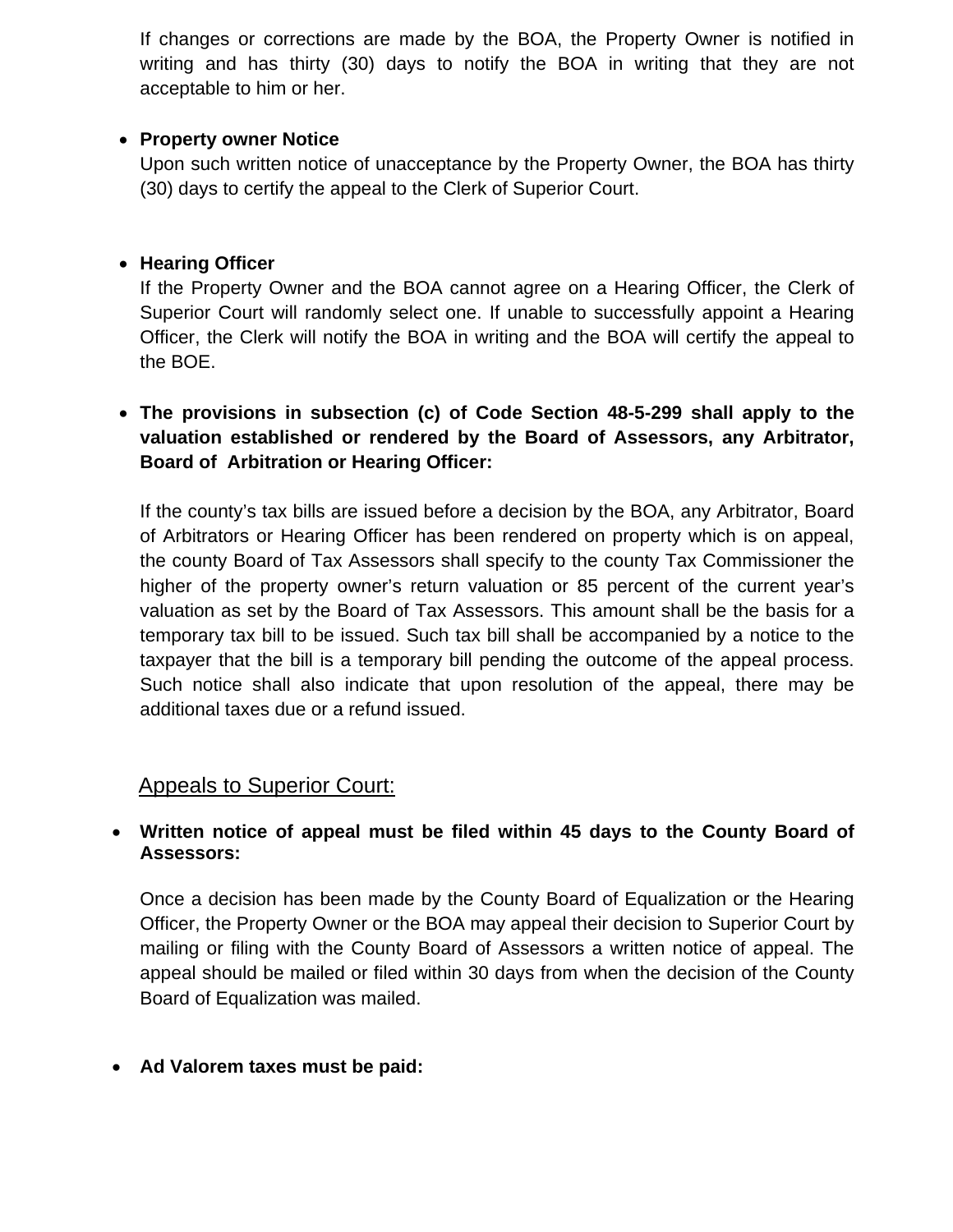If changes or corrections are made by the BOA, the Property Owner is notified in writing and has thirty (30) days to notify the BOA in writing that they are not acceptable to him or her.

- **Property owner Notice**

  Upon such written notice of unacceptance by the Property Owner, the BOA has thirty (30) days to certify the appeal to the Clerk of Superior Court.

- **Hearing Officer**

  If the Property Owner and the BOA cannot agree on a Hearing Officer, the Clerk of Superior Court will randomly select one. If unable to successfully appoint a Hearing Officer, the Clerk will notify the BOA in writing and the BOA will certify the appeal to the BOE.

- **The provisions in subsection (c) of Code Section 48-5-299 shall apply to the valuation established or rendered by the Board of Assessors, any Arbitrator, Board of Arbitration or Hearing Officer:**

  If the county's tax bills are issued before a decision by the BOA, any Arbitrator, Board of Arbitrators or Hearing Officer has been rendered on property which is on appeal, the county Board of Tax Assessors shall specify to the county Tax Commissioner the higher of the property owner's return valuation or 85 percent of the current year's valuation as set by the Board of Tax Assessors. This amount shall be the basis for a temporary tax bill to be issued. Such tax bill shall be accompanied by a notice to the taxpayer that the bill is a temporary bill pending the outcome of the appeal process. Such notice shall also indicate that upon resolution of the appeal, there may be additional taxes due or a refund issued.

## Appeals to Superior Court:

- **Written notice of appeal must be filed within 45 days to the County Board of Assessors:**

  Once a decision has been made by the County Board of Equalization or the Hearing Officer, the Property Owner or the BOA may appeal their decision to Superior Court by mailing or filing with the County Board of Assessors a written notice of appeal. The appeal should be mailed or filed within 30 days from when the decision of the County Board of Equalization was mailed.

- **Ad Valorem taxes must be paid:**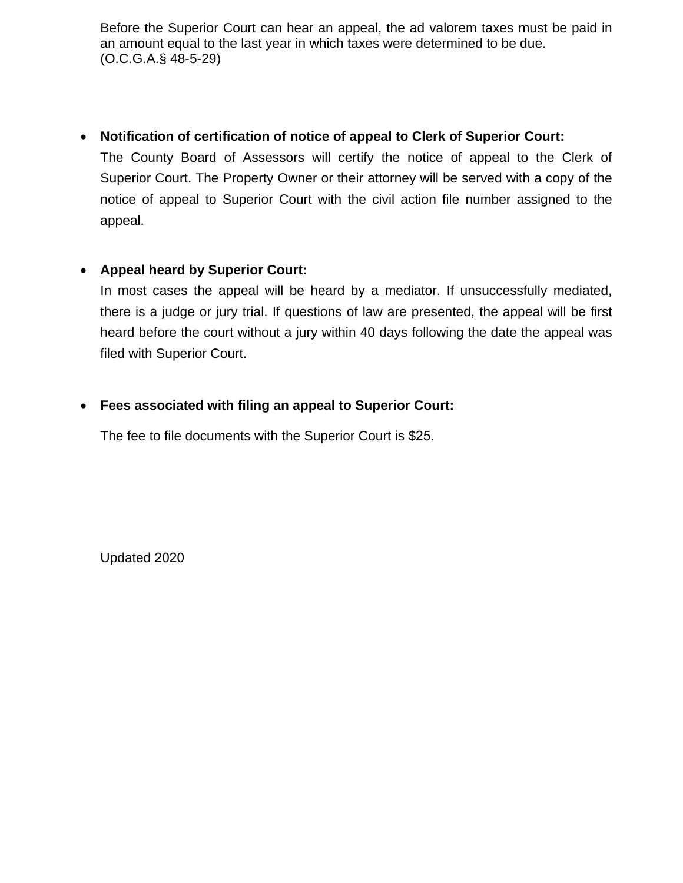Before the Superior Court can hear an appeal, the ad valorem taxes must be paid in an amount equal to the last year in which taxes were determined to be due. (O.C.G.A.§ 48-5-29)

- **Notification of certification of notice of appeal to Clerk of Superior Court:**
  The County Board of Assessors will certify the notice of appeal to the Clerk of Superior Court. The Property Owner or their attorney will be served with a copy of the notice of appeal to Superior Court with the civil action file number assigned to the appeal.

- **Appeal heard by Superior Court:**
  In most cases the appeal will be heard by a mediator. If unsuccessfully mediated, there is a judge or jury trial. If questions of law are presented, the appeal will be first heard before the court without a jury within 40 days following the date the appeal was filed with Superior Court.

- **Fees associated with filing an appeal to Superior Court:**

  The fee to file documents with the Superior Court is $25.

Updated 2020